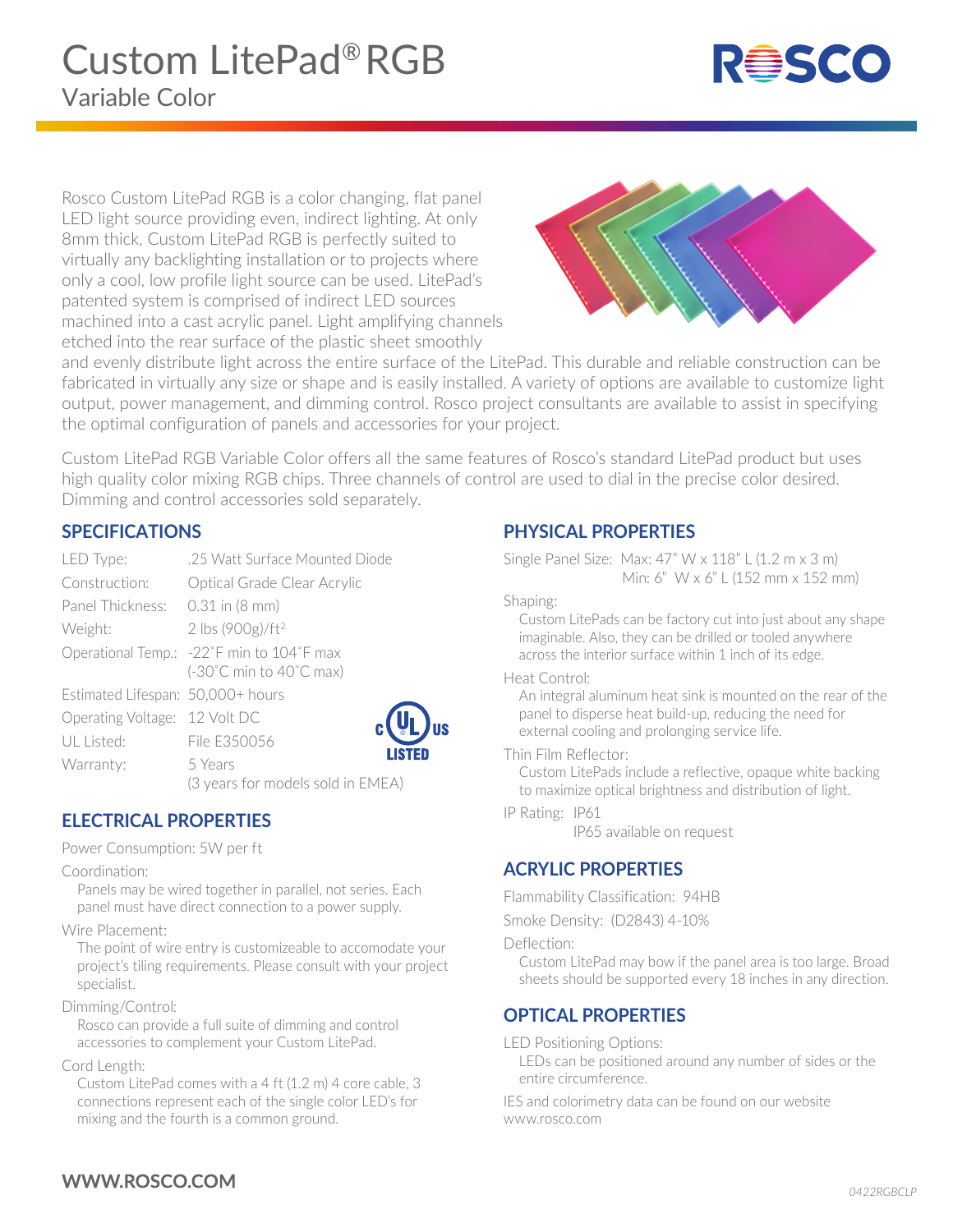# Custom LitePad® RGB

## Variable Color

Rosco Custom LitePad RGB is a color changing, flat panel LED light source providing even, indirect lighting. At only 8mm thick, Custom LitePad RGB is perfectly suited to virtually any backlighting installation or to projects where only a cool, low profile light source can be used. LitePad's patented system is comprised of indirect LED sources machined into a cast acrylic panel. Light amplifying channels etched into the rear surface of the plastic sheet smoothly and evenly distribute light across the entire surface of the LitePad. This durable and reliable construction can be fabricated in virtually any size or shape and is easily installed. A variety of options are available to customize light output, power management, and dimming control. Rosco project consultants are available to assist in specifying the optimal configuration of panels and accessories for your project.

Custom LitePad RGB Variable Color offers all the same features of Rosco's standard LitePad product but uses high quality color mixing RGB chips. Three channels of control are used to dial in the precise color desired. Dimming and control accessories sold separately.

## SPECIFICATIONS

| | |
|---|---|
| LED Type: | .25 Watt Surface Mounted Diode |
| Construction: | Optical Grade Clear Acrylic |
| Panel Thickness: | 0.31 in (8 mm) |
| Weight: | 2 lbs (900g)/ft² |
| Operational Temp.: | -22˚F min to 104˚F max (-30˚C min to 40˚C max) |
| Estimated Lifespan: | 50,000+ hours |
| Operating Voltage: | 12 Volt DC |
| UL Listed: | File E350056 |
| Warranty: | 5 Years (3 years for models sold in EMEA) |

c UL US LISTED

## ELECTRICAL PROPERTIES

Power Consumption: 5W per ft

Coordination:
Panels may be wired together in parallel, not series. Each panel must have direct connection to a power supply.

Wire Placement:
The point of wire entry is customizeable to accomodate your project's tiling requirements. Please consult with your project specialist.

Dimming/Control:
Rosco can provide a full suite of dimming and control accessories to complement your Custom LitePad.

Cord Length:
Custom LitePad comes with a 4 ft (1.2 m) 4 core cable, 3 connections represent each of the single color LED's for mixing and the fourth is a common ground.

## PHYSICAL PROPERTIES

Single Panel Size: Max: 47" W x 118" L (1.2 m x 3 m)
Min: 6" W x 6" L (152 mm x 152 mm)

Shaping:
Custom LitePads can be factory cut into just about any shape imaginable. Also, they can be drilled or tooled anywhere across the interior surface within 1 inch of its edge.

Heat Control:
An integral aluminum heat sink is mounted on the rear of the panel to disperse heat build-up, reducing the need for external cooling and prolonging service life.

Thin Film Reflector:
Custom LitePads include a reflective, opaque white backing to maximize optical brightness and distribution of light.

IP Rating: IP61
IP65 available on request

## ACRYLIC PROPERTIES

Flammability Classification: 94HB

Smoke Density: (D2843) 4-10%

Deflection:
Custom LitePad may bow if the panel area is too large. Broad sheets should be supported every 18 inches in any direction.

## OPTICAL PROPERTIES

LED Positioning Options:
LEDs can be positioned around any number of sides or the entire circumference.

IES and colorimetry data can be found on our website www.rosco.com

**WWW.ROSCO.COM**

*0422RGBCLP*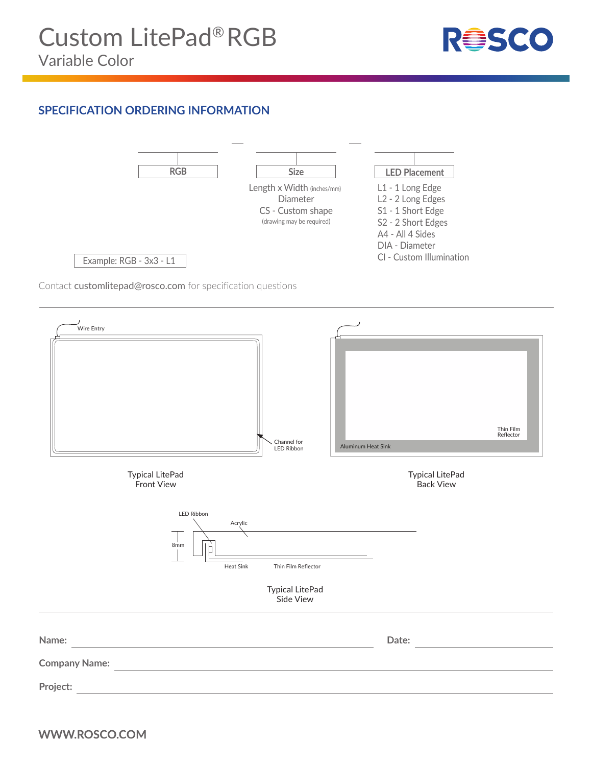# Custom LitePad® RGB

Variable Color

## SPECIFICATION ORDERING INFORMATION

**RGB**

**Size**

Length x Width (inches/mm)
Diameter
CS - Custom shape
(drawing may be required)

**LED Placement**

- L1 - 1 Long Edge
- L2 - 2 Long Edges
- S1 - 1 Short Edge
- S2 - 2 Short Edges
- A4 - All 4 Sides
- DIA - Diameter
- CI - Custom Illumination

Example: RGB - 3x3 - L1

Contact **customlitepad@rosco.com** for specification questions

Wire Entry

Channel for LED Ribbon

Typical LitePad
Front View

Thin Film Reflector

Aluminum Heat Sink

Typical LitePad
Back View

LED Ribbon

Acrylic

8mm

Heat Sink

Thin Film Reflector

Typical LitePad
Side View

**Name:** ______________________ **Date:** ______________

**Company Name:** ______________________

**Project:** ______________________

**WWW.ROSCO.COM**